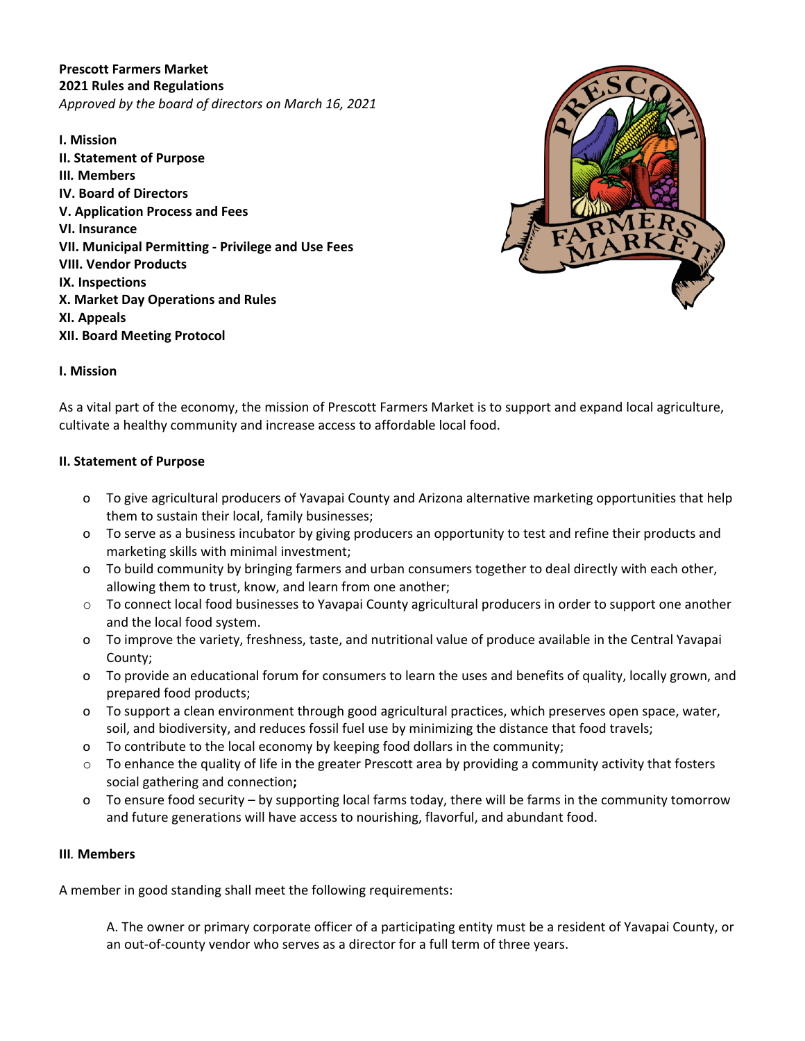**Prescott Farmers Market**
**2021 Rules and Regulations**
*Approved by the board of directors on March 16, 2021*

**I. Mission**
**II. Statement of Purpose**
**III. Members**
**IV. Board of Directors**
**V. Application Process and Fees**
**VI. Insurance**
**VII. Municipal Permitting - Privilege and Use Fees**
**VIII. Vendor Products**
**IX. Inspections**
**X. Market Day Operations and Rules**
**XI. Appeals**
**XII. Board Meeting Protocol**

## I. Mission

As a vital part of the economy, the mission of Prescott Farmers Market is to support and expand local agriculture, cultivate a healthy community and increase access to affordable local food.

## II. Statement of Purpose

- To give agricultural producers of Yavapai County and Arizona alternative marketing opportunities that help them to sustain their local, family businesses;
- To serve as a business incubator by giving producers an opportunity to test and refine their products and marketing skills with minimal investment;
- To build community by bringing farmers and urban consumers together to deal directly with each other, allowing them to trust, know, and learn from one another;
- To connect local food businesses to Yavapai County agricultural producers in order to support one another and the local food system.
- To improve the variety, freshness, taste, and nutritional value of produce available in the Central Yavapai County;
- To provide an educational forum for consumers to learn the uses and benefits of quality, locally grown, and prepared food products;
- To support a clean environment through good agricultural practices, which preserves open space, water, soil, and biodiversity, and reduces fossil fuel use by minimizing the distance that food travels;
- To contribute to the local economy by keeping food dollars in the community;
- To enhance the quality of life in the greater Prescott area by providing a community activity that fosters social gathering and connection**;**
- To ensure food security – by supporting local farms today, there will be farms in the community tomorrow and future generations will have access to nourishing, flavorful, and abundant food.

## III. Members

A member in good standing shall meet the following requirements:

A. The owner or primary corporate officer of a participating entity must be a resident of Yavapai County, or an out-of-county vendor who serves as a director for a full term of three years.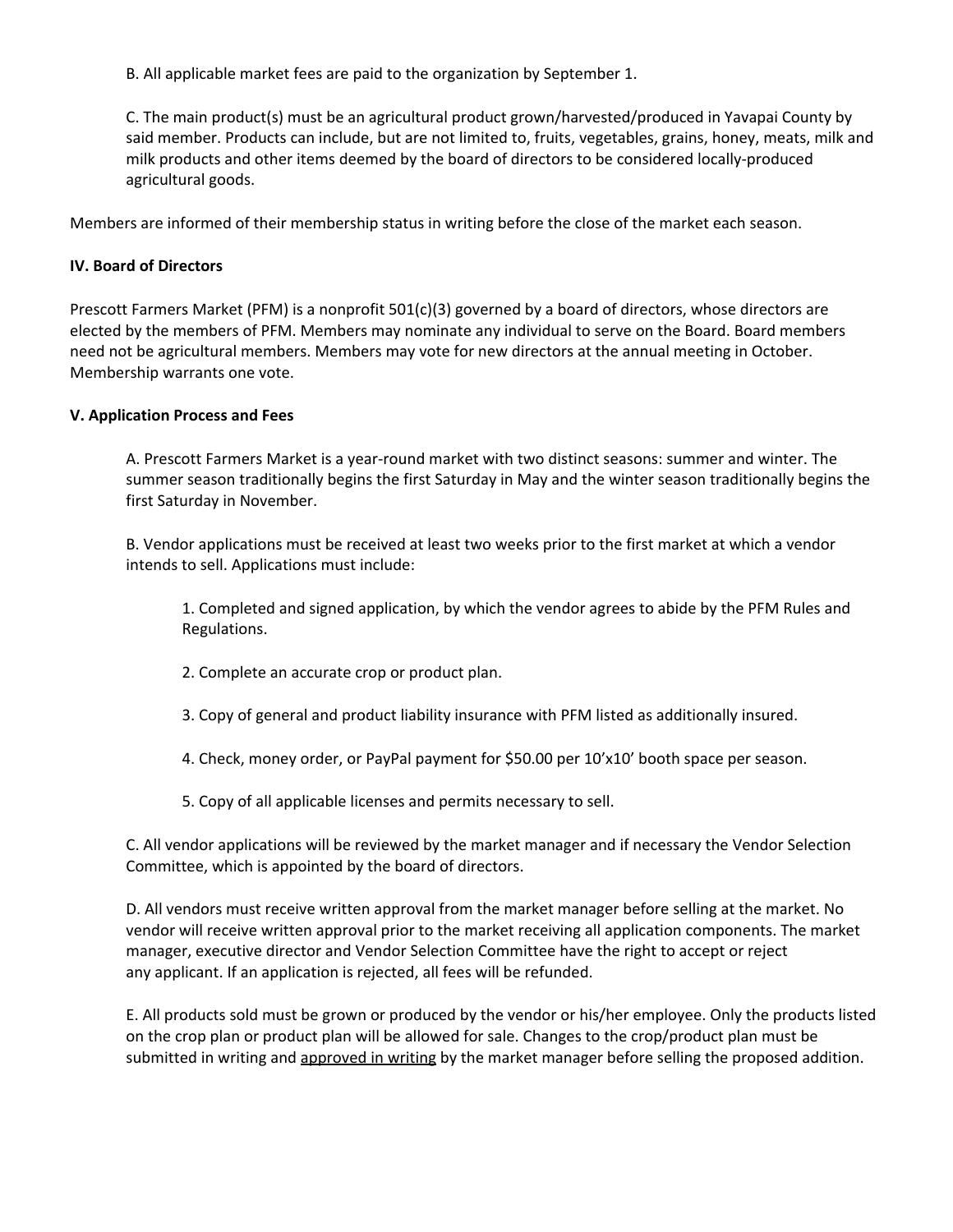B. All applicable market fees are paid to the organization by September 1.

C. The main product(s) must be an agricultural product grown/harvested/produced in Yavapai County by said member. Products can include, but are not limited to, fruits, vegetables, grains, honey, meats, milk and milk products and other items deemed by the board of directors to be considered locally-produced agricultural goods.

Members are informed of their membership status in writing before the close of the market each season.

**IV. Board of Directors**

Prescott Farmers Market (PFM) is a nonprofit 501(c)(3) governed by a board of directors, whose directors are elected by the members of PFM. Members may nominate any individual to serve on the Board. Board members need not be agricultural members. Members may vote for new directors at the annual meeting in October. Membership warrants one vote.

**V. Application Process and Fees**

A. Prescott Farmers Market is a year-round market with two distinct seasons: summer and winter. The summer season traditionally begins the first Saturday in May and the winter season traditionally begins the first Saturday in November.

B. Vendor applications must be received at least two weeks prior to the first market at which a vendor intends to sell. Applications must include:

1. Completed and signed application, by which the vendor agrees to abide by the PFM Rules and Regulations.

2. Complete an accurate crop or product plan.

3. Copy of general and product liability insurance with PFM listed as additionally insured.

4. Check, money order, or PayPal payment for $50.00 per 10'x10' booth space per season.

5. Copy of all applicable licenses and permits necessary to sell.

C. All vendor applications will be reviewed by the market manager and if necessary the Vendor Selection Committee, which is appointed by the board of directors.

D. All vendors must receive written approval from the market manager before selling at the market. No vendor will receive written approval prior to the market receiving all application components. The market manager, executive director and Vendor Selection Committee have the right to accept or reject any applicant. If an application is rejected, all fees will be refunded.

E. All products sold must be grown or produced by the vendor or his/her employee. Only the products listed on the crop plan or product plan will be allowed for sale. Changes to the crop/product plan must be submitted in writing and <u>approved in writing</u> by the market manager before selling the proposed addition.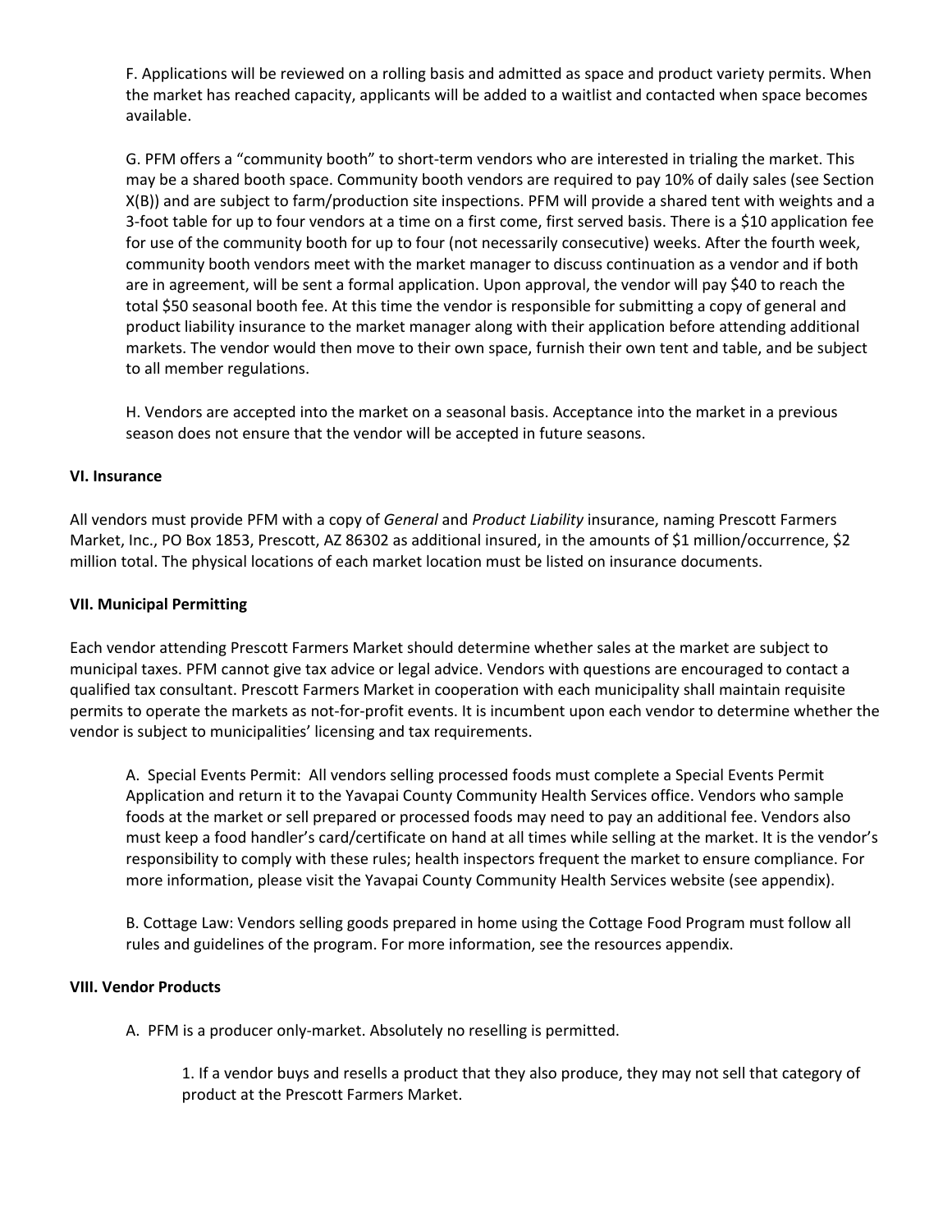F. Applications will be reviewed on a rolling basis and admitted as space and product variety permits. When the market has reached capacity, applicants will be added to a waitlist and contacted when space becomes available.

G. PFM offers a "community booth" to short-term vendors who are interested in trialing the market. This may be a shared booth space. Community booth vendors are required to pay 10% of daily sales (see Section X(B)) and are subject to farm/production site inspections. PFM will provide a shared tent with weights and a 3-foot table for up to four vendors at a time on a first come, first served basis. There is a $10 application fee for use of the community booth for up to four (not necessarily consecutive) weeks. After the fourth week, community booth vendors meet with the market manager to discuss continuation as a vendor and if both are in agreement, will be sent a formal application. Upon approval, the vendor will pay $40 to reach the total $50 seasonal booth fee. At this time the vendor is responsible for submitting a copy of general and product liability insurance to the market manager along with their application before attending additional markets. The vendor would then move to their own space, furnish their own tent and table, and be subject to all member regulations.

H. Vendors are accepted into the market on a seasonal basis. Acceptance into the market in a previous season does not ensure that the vendor will be accepted in future seasons.

## VI. Insurance

All vendors must provide PFM with a copy of *General* and *Product Liability* insurance, naming Prescott Farmers Market, Inc., PO Box 1853, Prescott, AZ 86302 as additional insured, in the amounts of $1 million/occurrence, $2 million total. The physical locations of each market location must be listed on insurance documents.

## VII. Municipal Permitting

Each vendor attending Prescott Farmers Market should determine whether sales at the market are subject to municipal taxes. PFM cannot give tax advice or legal advice. Vendors with questions are encouraged to contact a qualified tax consultant. Prescott Farmers Market in cooperation with each municipality shall maintain requisite permits to operate the markets as not-for-profit events. It is incumbent upon each vendor to determine whether the vendor is subject to municipalities' licensing and tax requirements.

A. Special Events Permit: All vendors selling processed foods must complete a Special Events Permit Application and return it to the Yavapai County Community Health Services office. Vendors who sample foods at the market or sell prepared or processed foods may need to pay an additional fee. Vendors also must keep a food handler's card/certificate on hand at all times while selling at the market. It is the vendor's responsibility to comply with these rules; health inspectors frequent the market to ensure compliance. For more information, please visit the Yavapai County Community Health Services website (see appendix).

B. Cottage Law: Vendors selling goods prepared in home using the Cottage Food Program must follow all rules and guidelines of the program. For more information, see the resources appendix.

## VIII. Vendor Products

A. PFM is a producer only-market. Absolutely no reselling is permitted.

1. If a vendor buys and resells a product that they also produce, they may not sell that category of product at the Prescott Farmers Market.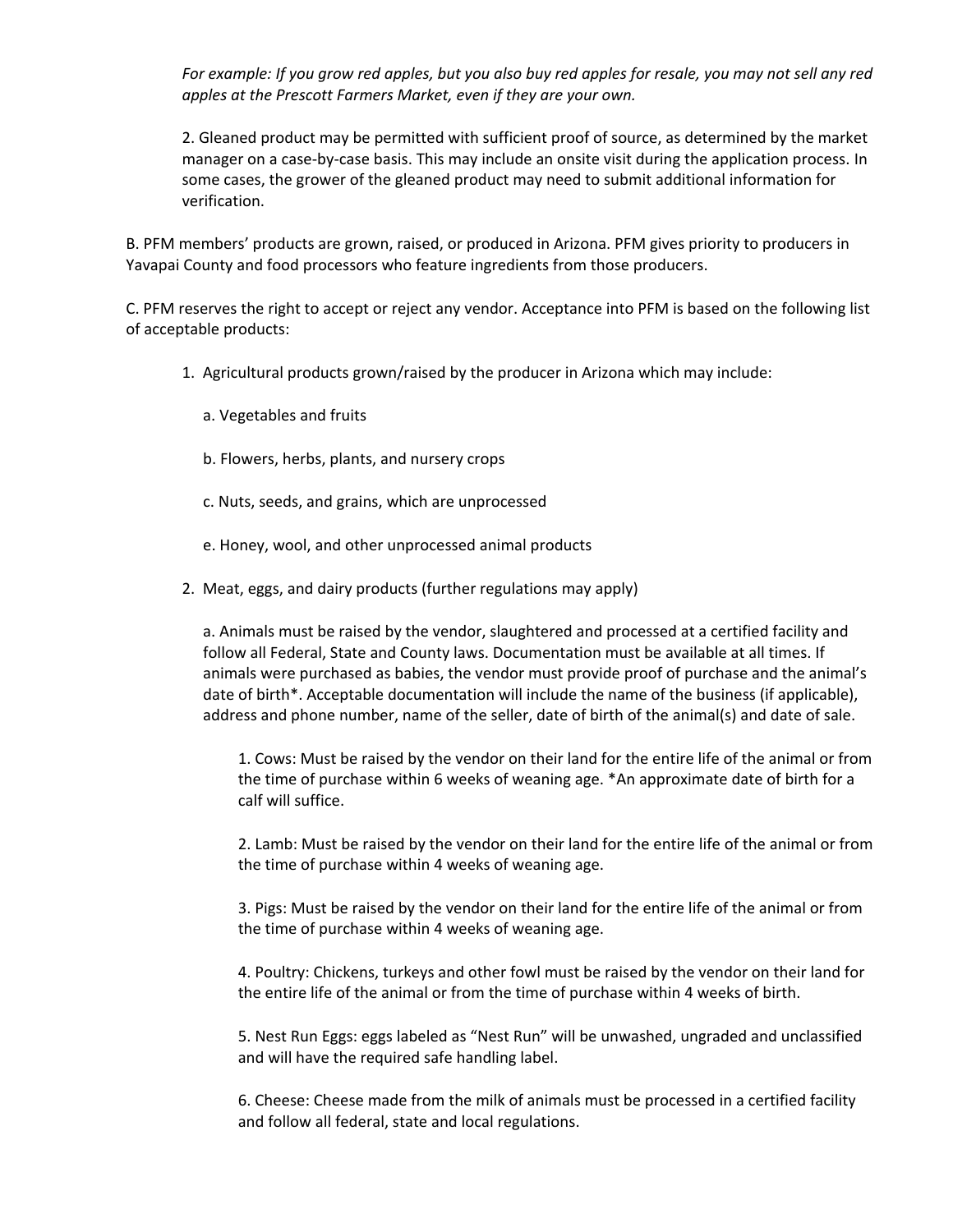*For example: If you grow red apples, but you also buy red apples for resale, you may not sell any red apples at the Prescott Farmers Market, even if they are your own.*

2. Gleaned product may be permitted with sufficient proof of source, as determined by the market manager on a case-by-case basis. This may include an onsite visit during the application process. In some cases, the grower of the gleaned product may need to submit additional information for verification.

B. PFM members' products are grown, raised, or produced in Arizona. PFM gives priority to producers in Yavapai County and food processors who feature ingredients from those producers.

C. PFM reserves the right to accept or reject any vendor. Acceptance into PFM is based on the following list of acceptable products:

1. Agricultural products grown/raised by the producer in Arizona which may include:

   a. Vegetables and fruits

   b. Flowers, herbs, plants, and nursery crops

   c. Nuts, seeds, and grains, which are unprocessed

   e. Honey, wool, and other unprocessed animal products

2. Meat, eggs, and dairy products (further regulations may apply)

   a. Animals must be raised by the vendor, slaughtered and processed at a certified facility and follow all Federal, State and County laws. Documentation must be available at all times. If animals were purchased as babies, the vendor must provide proof of purchase and the animal's date of birth*. Acceptable documentation will include the name of the business (if applicable), address and phone number, name of the seller, date of birth of the animal(s) and date of sale.

      1. Cows: Must be raised by the vendor on their land for the entire life of the animal or from the time of purchase within 6 weeks of weaning age. *An approximate date of birth for a calf will suffice.

      2. Lamb: Must be raised by the vendor on their land for the entire life of the animal or from the time of purchase within 4 weeks of weaning age.

      3. Pigs: Must be raised by the vendor on their land for the entire life of the animal or from the time of purchase within 4 weeks of weaning age.

      4. Poultry: Chickens, turkeys and other fowl must be raised by the vendor on their land for the entire life of the animal or from the time of purchase within 4 weeks of birth.

      5. Nest Run Eggs: eggs labeled as "Nest Run" will be unwashed, ungraded and unclassified and will have the required safe handling label.

      6. Cheese: Cheese made from the milk of animals must be processed in a certified facility and follow all federal, state and local regulations.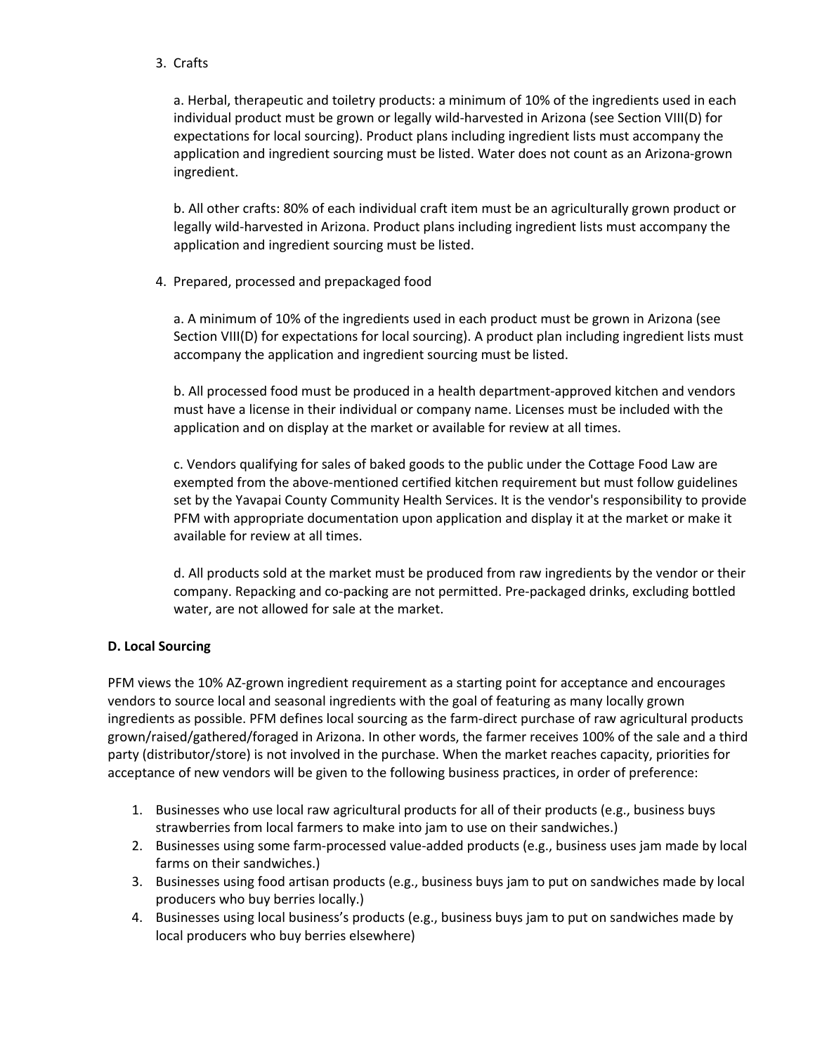3. Crafts

   a. Herbal, therapeutic and toiletry products: a minimum of 10% of the ingredients used in each individual product must be grown or legally wild-harvested in Arizona (see Section VIII(D) for expectations for local sourcing). Product plans including ingredient lists must accompany the application and ingredient sourcing must be listed. Water does not count as an Arizona-grown ingredient.

   b. All other crafts: 80% of each individual craft item must be an agriculturally grown product or legally wild-harvested in Arizona. Product plans including ingredient lists must accompany the application and ingredient sourcing must be listed.

4. Prepared, processed and prepackaged food

   a. A minimum of 10% of the ingredients used in each product must be grown in Arizona (see Section VIII(D) for expectations for local sourcing). A product plan including ingredient lists must accompany the application and ingredient sourcing must be listed.

   b. All processed food must be produced in a health department-approved kitchen and vendors must have a license in their individual or company name. Licenses must be included with the application and on display at the market or available for review at all times.

   c. Vendors qualifying for sales of baked goods to the public under the Cottage Food Law are exempted from the above-mentioned certified kitchen requirement but must follow guidelines set by the Yavapai County Community Health Services. It is the vendor's responsibility to provide PFM with appropriate documentation upon application and display it at the market or make it available for review at all times.

   d. All products sold at the market must be produced from raw ingredients by the vendor or their company. Repacking and co-packing are not permitted. Pre-packaged drinks, excluding bottled water, are not allowed for sale at the market.

**D. Local Sourcing**

PFM views the 10% AZ-grown ingredient requirement as a starting point for acceptance and encourages vendors to source local and seasonal ingredients with the goal of featuring as many locally grown ingredients as possible. PFM defines local sourcing as the farm-direct purchase of raw agricultural products grown/raised/gathered/foraged in Arizona. In other words, the farmer receives 100% of the sale and a third party (distributor/store) is not involved in the purchase. When the market reaches capacity, priorities for acceptance of new vendors will be given to the following business practices, in order of preference:

1. Businesses who use local raw agricultural products for all of their products (e.g., business buys strawberries from local farmers to make into jam to use on their sandwiches.)
2. Businesses using some farm-processed value-added products (e.g., business uses jam made by local farms on their sandwiches.)
3. Businesses using food artisan products (e.g., business buys jam to put on sandwiches made by local producers who buy berries locally.)
4. Businesses using local business's products (e.g., business buys jam to put on sandwiches made by local producers who buy berries elsewhere)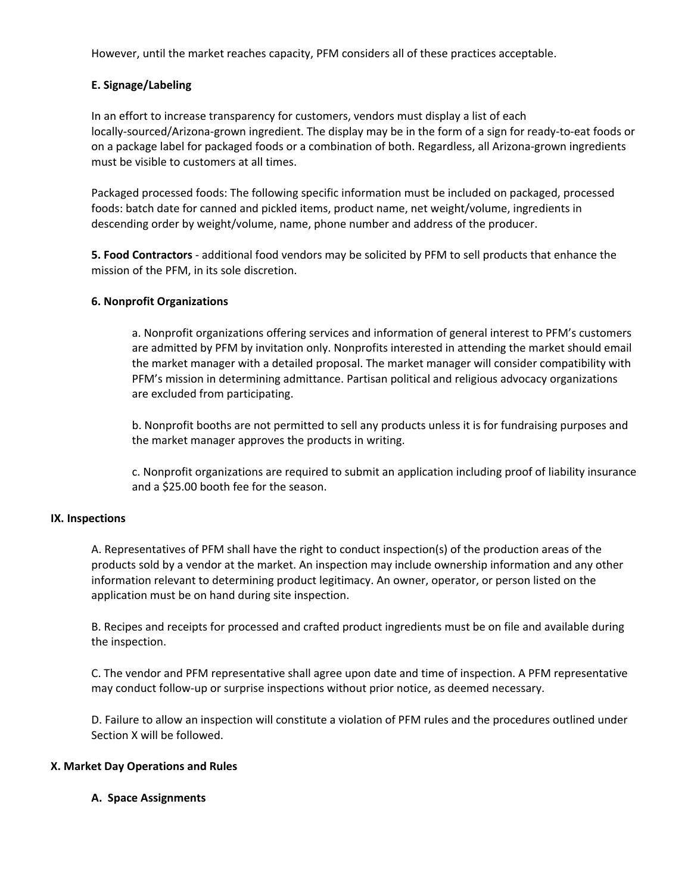However, until the market reaches capacity, PFM considers all of these practices acceptable.

**E. Signage/Labeling**

In an effort to increase transparency for customers, vendors must display a list of each locally-sourced/Arizona-grown ingredient. The display may be in the form of a sign for ready-to-eat foods or on a package label for packaged foods or a combination of both. Regardless, all Arizona-grown ingredients must be visible to customers at all times.

Packaged processed foods: The following specific information must be included on packaged, processed foods: batch date for canned and pickled items, product name, net weight/volume, ingredients in descending order by weight/volume, name, phone number and address of the producer.

**5. Food Contractors** - additional food vendors may be solicited by PFM to sell products that enhance the mission of the PFM, in its sole discretion.

**6. Nonprofit Organizations**

a. Nonprofit organizations offering services and information of general interest to PFM's customers are admitted by PFM by invitation only. Nonprofits interested in attending the market should email the market manager with a detailed proposal. The market manager will consider compatibility with PFM's mission in determining admittance. Partisan political and religious advocacy organizations are excluded from participating.

b. Nonprofit booths are not permitted to sell any products unless it is for fundraising purposes and the market manager approves the products in writing.

c. Nonprofit organizations are required to submit an application including proof of liability insurance and a $25.00 booth fee for the season.

## IX. Inspections

A. Representatives of PFM shall have the right to conduct inspection(s) of the production areas of the products sold by a vendor at the market. An inspection may include ownership information and any other information relevant to determining product legitimacy. An owner, operator, or person listed on the application must be on hand during site inspection.

B. Recipes and receipts for processed and crafted product ingredients must be on file and available during the inspection.

C. The vendor and PFM representative shall agree upon date and time of inspection. A PFM representative may conduct follow-up or surprise inspections without prior notice, as deemed necessary.

D. Failure to allow an inspection will constitute a violation of PFM rules and the procedures outlined under Section X will be followed.

## X. Market Day Operations and Rules

**A. Space Assignments**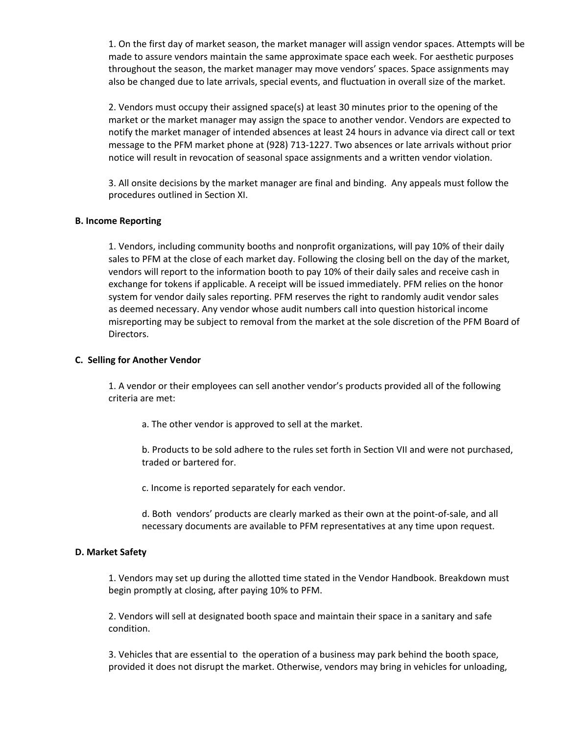1. On the first day of market season, the market manager will assign vendor spaces. Attempts will be made to assure vendors maintain the same approximate space each week. For aesthetic purposes throughout the season, the market manager may move vendors' spaces. Space assignments may also be changed due to late arrivals, special events, and fluctuation in overall size of the market.

2. Vendors must occupy their assigned space(s) at least 30 minutes prior to the opening of the market or the market manager may assign the space to another vendor. Vendors are expected to notify the market manager of intended absences at least 24 hours in advance via direct call or text message to the PFM market phone at (928) 713-1227. Two absences or late arrivals without prior notice will result in revocation of seasonal space assignments and a written vendor violation.

3. All onsite decisions by the market manager are final and binding. Any appeals must follow the procedures outlined in Section XI.

**B. Income Reporting**

1. Vendors, including community booths and nonprofit organizations, will pay 10% of their daily sales to PFM at the close of each market day. Following the closing bell on the day of the market, vendors will report to the information booth to pay 10% of their daily sales and receive cash in exchange for tokens if applicable. A receipt will be issued immediately. PFM relies on the honor system for vendor daily sales reporting. PFM reserves the right to randomly audit vendor sales as deemed necessary. Any vendor whose audit numbers call into question historical income misreporting may be subject to removal from the market at the sole discretion of the PFM Board of Directors.

**C. Selling for Another Vendor**

1. A vendor or their employees can sell another vendor's products provided all of the following criteria are met:

a. The other vendor is approved to sell at the market.

b. Products to be sold adhere to the rules set forth in Section VII and were not purchased, traded or bartered for.

c. Income is reported separately for each vendor.

d. Both vendors' products are clearly marked as their own at the point-of-sale, and all necessary documents are available to PFM representatives at any time upon request.

**D. Market Safety**

1. Vendors may set up during the allotted time stated in the Vendor Handbook. Breakdown must begin promptly at closing, after paying 10% to PFM.

2. Vendors will sell at designated booth space and maintain their space in a sanitary and safe condition.

3. Vehicles that are essential to the operation of a business may park behind the booth space, provided it does not disrupt the market. Otherwise, vendors may bring in vehicles for unloading,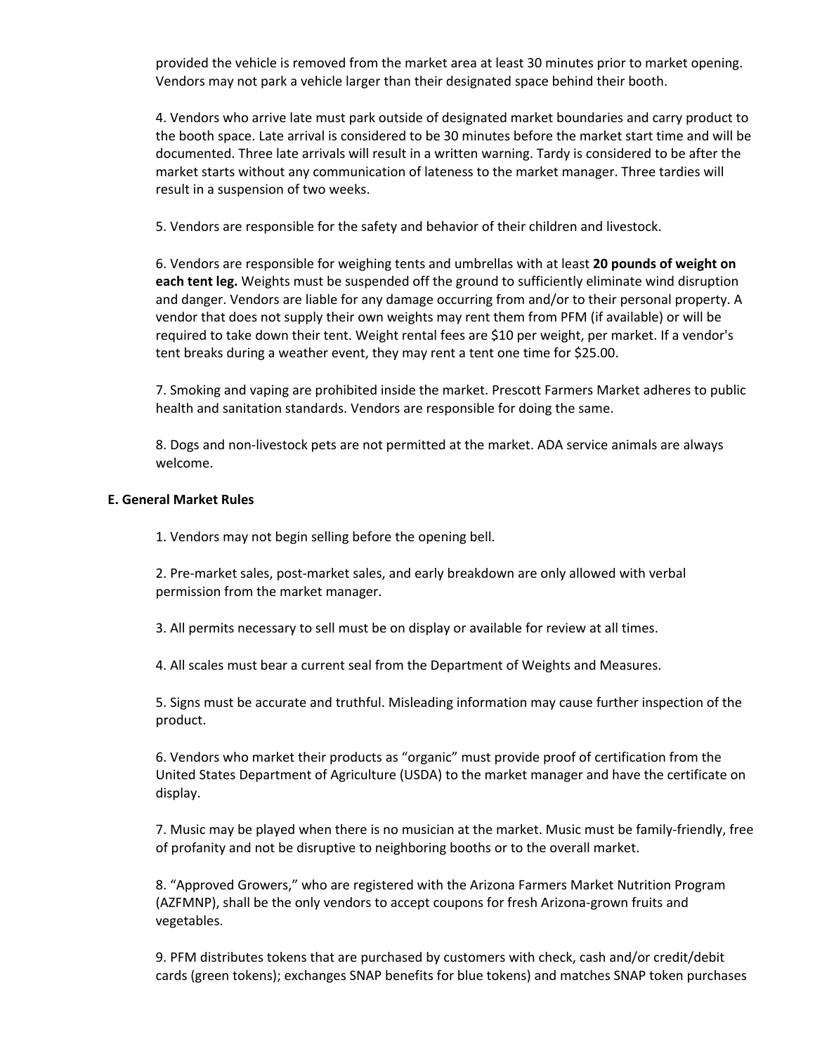provided the vehicle is removed from the market area at least 30 minutes prior to market opening. Vendors may not park a vehicle larger than their designated space behind their booth.

4. Vendors who arrive late must park outside of designated market boundaries and carry product to the booth space. Late arrival is considered to be 30 minutes before the market start time and will be documented. Three late arrivals will result in a written warning. Tardy is considered to be after the market starts without any communication of lateness to the market manager. Three tardies will result in a suspension of two weeks.

5. Vendors are responsible for the safety and behavior of their children and livestock.

6. Vendors are responsible for weighing tents and umbrellas with at least **20 pounds of weight on each tent leg.** Weights must be suspended off the ground to sufficiently eliminate wind disruption and danger. Vendors are liable for any damage occurring from and/or to their personal property. A vendor that does not supply their own weights may rent them from PFM (if available) or will be required to take down their tent. Weight rental fees are $10 per weight, per market. If a vendor's tent breaks during a weather event, they may rent a tent one time for $25.00.

7. Smoking and vaping are prohibited inside the market. Prescott Farmers Market adheres to public health and sanitation standards. Vendors are responsible for doing the same.

8. Dogs and non-livestock pets are not permitted at the market. ADA service animals are always welcome.

### E. General Market Rules

1. Vendors may not begin selling before the opening bell.

2. Pre-market sales, post-market sales, and early breakdown are only allowed with verbal permission from the market manager.

3. All permits necessary to sell must be on display or available for review at all times.

4. All scales must bear a current seal from the Department of Weights and Measures.

5. Signs must be accurate and truthful. Misleading information may cause further inspection of the product.

6. Vendors who market their products as "organic" must provide proof of certification from the United States Department of Agriculture (USDA) to the market manager and have the certificate on display.

7. Music may be played when there is no musician at the market. Music must be family-friendly, free of profanity and not be disruptive to neighboring booths or to the overall market.

8. "Approved Growers," who are registered with the Arizona Farmers Market Nutrition Program (AZFMNP), shall be the only vendors to accept coupons for fresh Arizona-grown fruits and vegetables.

9. PFM distributes tokens that are purchased by customers with check, cash and/or credit/debit cards (green tokens); exchanges SNAP benefits for blue tokens) and matches SNAP token purchases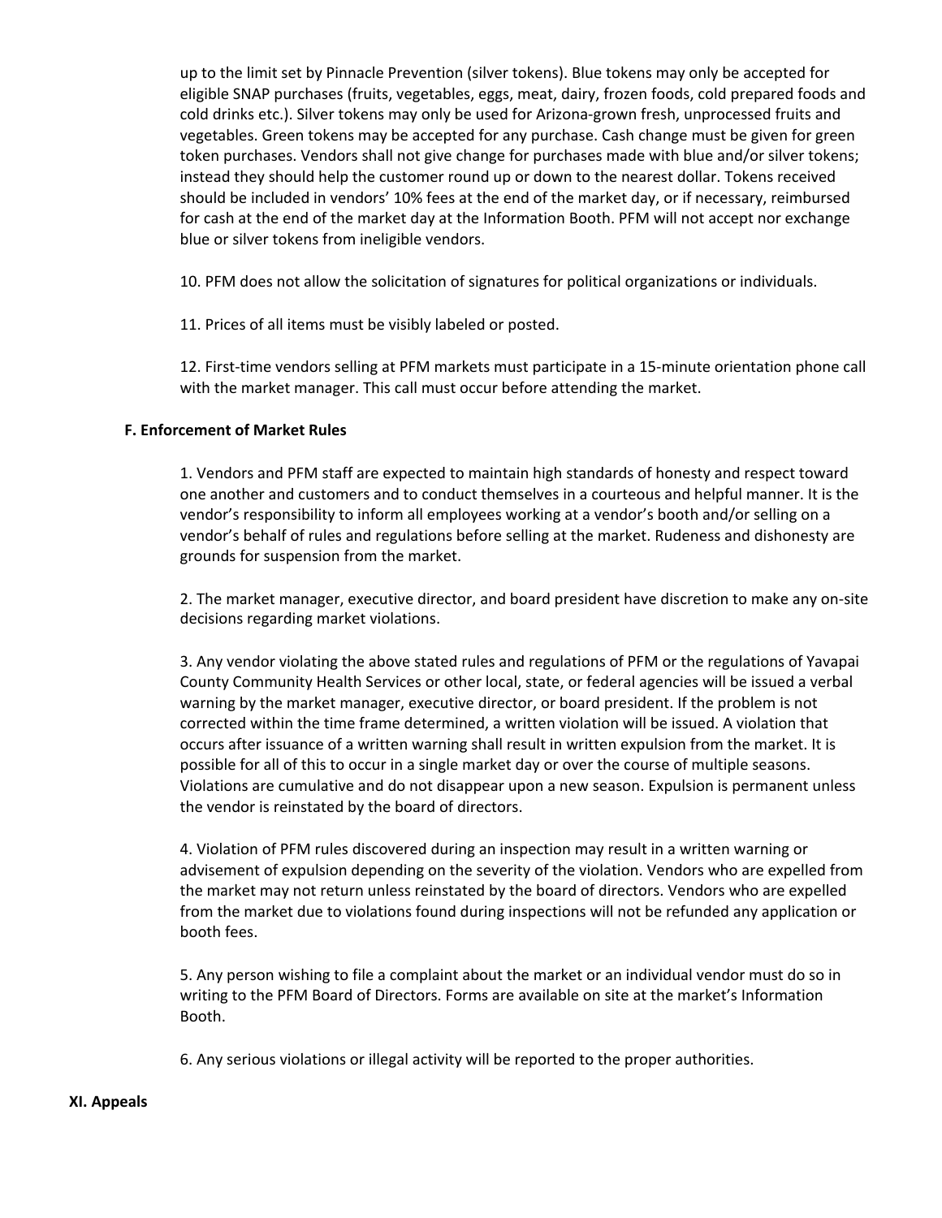up to the limit set by Pinnacle Prevention (silver tokens). Blue tokens may only be accepted for eligible SNAP purchases (fruits, vegetables, eggs, meat, dairy, frozen foods, cold prepared foods and cold drinks etc.). Silver tokens may only be used for Arizona-grown fresh, unprocessed fruits and vegetables. Green tokens may be accepted for any purchase. Cash change must be given for green token purchases. Vendors shall not give change for purchases made with blue and/or silver tokens; instead they should help the customer round up or down to the nearest dollar. Tokens received should be included in vendors' 10% fees at the end of the market day, or if necessary, reimbursed for cash at the end of the market day at the Information Booth. PFM will not accept nor exchange blue or silver tokens from ineligible vendors.

10. PFM does not allow the solicitation of signatures for political organizations or individuals.

11. Prices of all items must be visibly labeled or posted.

12. First-time vendors selling at PFM markets must participate in a 15-minute orientation phone call with the market manager. This call must occur before attending the market.

**F. Enforcement of Market Rules**

1. Vendors and PFM staff are expected to maintain high standards of honesty and respect toward one another and customers and to conduct themselves in a courteous and helpful manner. It is the vendor's responsibility to inform all employees working at a vendor's booth and/or selling on a vendor's behalf of rules and regulations before selling at the market. Rudeness and dishonesty are grounds for suspension from the market.

2. The market manager, executive director, and board president have discretion to make any on-site decisions regarding market violations.

3. Any vendor violating the above stated rules and regulations of PFM or the regulations of Yavapai County Community Health Services or other local, state, or federal agencies will be issued a verbal warning by the market manager, executive director, or board president. If the problem is not corrected within the time frame determined, a written violation will be issued. A violation that occurs after issuance of a written warning shall result in written expulsion from the market. It is possible for all of this to occur in a single market day or over the course of multiple seasons. Violations are cumulative and do not disappear upon a new season. Expulsion is permanent unless the vendor is reinstated by the board of directors.

4. Violation of PFM rules discovered during an inspection may result in a written warning or advisement of expulsion depending on the severity of the violation. Vendors who are expelled from the market may not return unless reinstated by the board of directors. Vendors who are expelled from the market due to violations found during inspections will not be refunded any application or booth fees.

5. Any person wishing to file a complaint about the market or an individual vendor must do so in writing to the PFM Board of Directors. Forms are available on site at the market's Information Booth.

6. Any serious violations or illegal activity will be reported to the proper authorities.

## XI. Appeals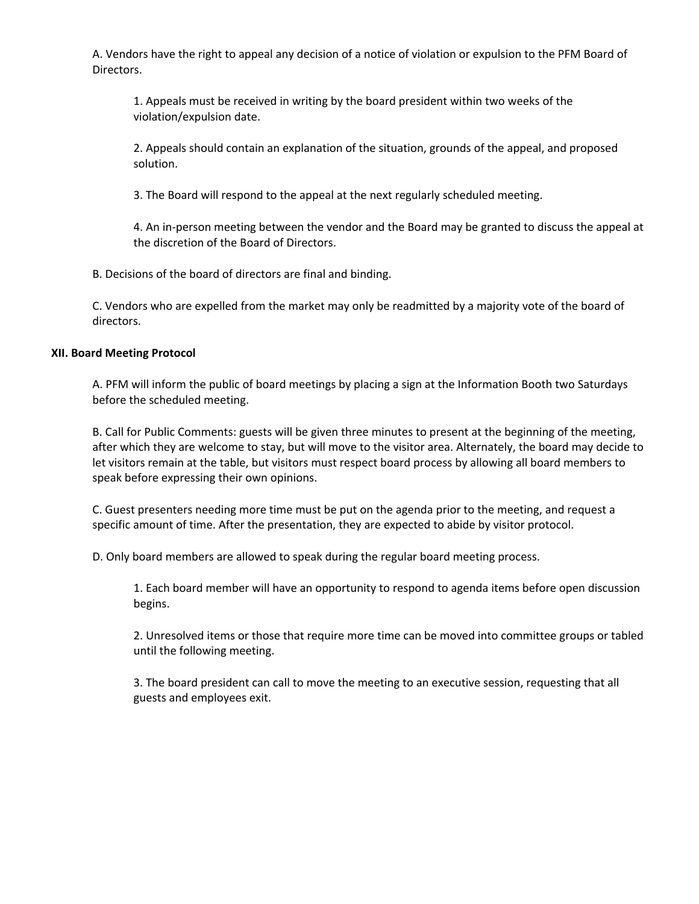A. Vendors have the right to appeal any decision of a notice of violation or expulsion to the PFM Board of Directors.

1. Appeals must be received in writing by the board president within two weeks of the violation/expulsion date.

2. Appeals should contain an explanation of the situation, grounds of the appeal, and proposed solution.

3. The Board will respond to the appeal at the next regularly scheduled meeting.

4. An in-person meeting between the vendor and the Board may be granted to discuss the appeal at the discretion of the Board of Directors.

B. Decisions of the board of directors are final and binding.

C. Vendors who are expelled from the market may only be readmitted by a majority vote of the board of directors.

**XII. Board Meeting Protocol**

A. PFM will inform the public of board meetings by placing a sign at the Information Booth two Saturdays before the scheduled meeting.

B. Call for Public Comments: guests will be given three minutes to present at the beginning of the meeting, after which they are welcome to stay, but will move to the visitor area. Alternately, the board may decide to let visitors remain at the table, but visitors must respect board process by allowing all board members to speak before expressing their own opinions.

C. Guest presenters needing more time must be put on the agenda prior to the meeting, and request a specific amount of time. After the presentation, they are expected to abide by visitor protocol.

D. Only board members are allowed to speak during the regular board meeting process.

1. Each board member will have an opportunity to respond to agenda items before open discussion begins.

2. Unresolved items or those that require more time can be moved into committee groups or tabled until the following meeting.

3. The board president can call to move the meeting to an executive session, requesting that all guests and employees exit.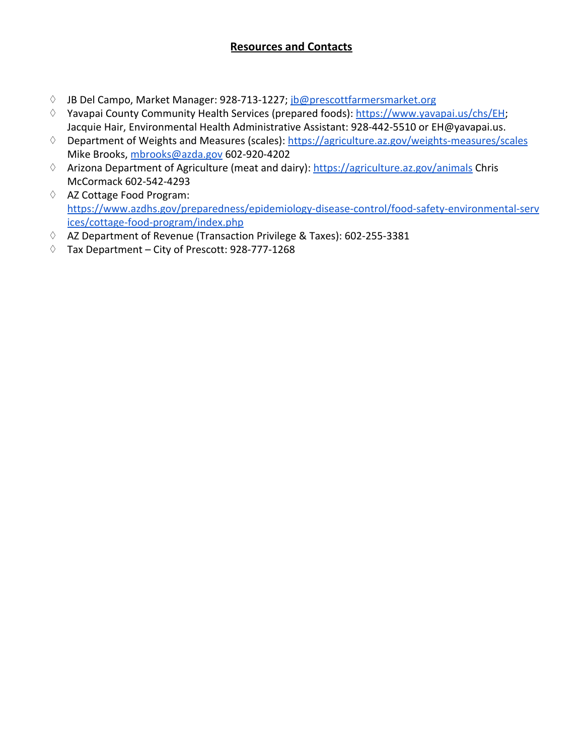## Resources and Contacts

- JB Del Campo, Market Manager: 928-713-1227; jb@prescottfarmersmarket.org
- Yavapai County Community Health Services (prepared foods): https://www.yavapai.us/chs/EH; Jacquie Hair, Environmental Health Administrative Assistant: 928-442-5510 or EH@yavapai.us.
- Department of Weights and Measures (scales): https://agriculture.az.gov/weights-measures/scales Mike Brooks, mbrooks@azda.gov 602-920-4202
- Arizona Department of Agriculture (meat and dairy): https://agriculture.az.gov/animals Chris McCormack 602-542-4293
- AZ Cottage Food Program: https://www.azdhs.gov/preparedness/epidemiology-disease-control/food-safety-environmental-services/cottage-food-program/index.php
- AZ Department of Revenue (Transaction Privilege & Taxes): 602-255-3381
- Tax Department – City of Prescott: 928-777-1268